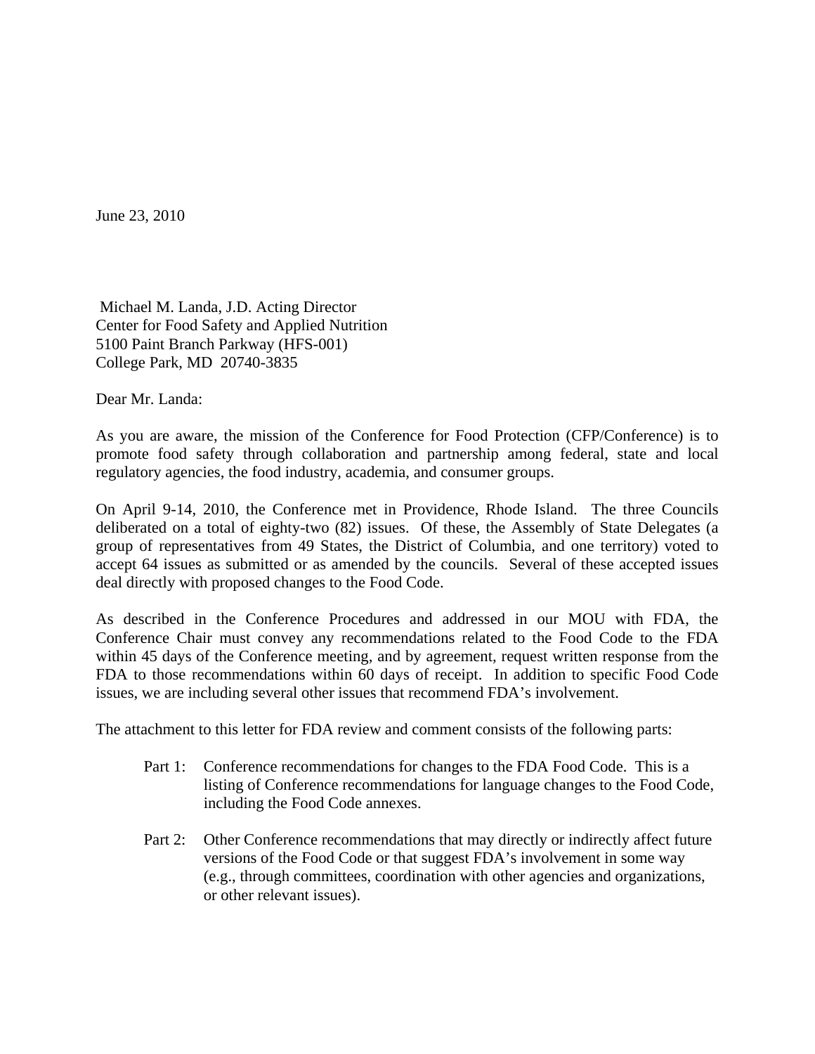June 23, 2010

Michael M. Landa, J.D. Acting Director
Center for Food Safety and Applied Nutrition
5100 Paint Branch Parkway (HFS-001)
College Park, MD 20740-3835

Dear Mr. Landa:

As you are aware, the mission of the Conference for Food Protection (CFP/Conference) is to promote food safety through collaboration and partnership among federal, state and local regulatory agencies, the food industry, academia, and consumer groups.

On April 9-14, 2010, the Conference met in Providence, Rhode Island. The three Councils deliberated on a total of eighty-two (82) issues. Of these, the Assembly of State Delegates (a group of representatives from 49 States, the District of Columbia, and one territory) voted to accept 64 issues as submitted or as amended by the councils. Several of these accepted issues deal directly with proposed changes to the Food Code.

As described in the Conference Procedures and addressed in our MOU with FDA, the Conference Chair must convey any recommendations related to the Food Code to the FDA within 45 days of the Conference meeting, and by agreement, request written response from the FDA to those recommendations within 60 days of receipt. In addition to specific Food Code issues, we are including several other issues that recommend FDA's involvement.

The attachment to this letter for FDA review and comment consists of the following parts:

- Part 1: Conference recommendations for changes to the FDA Food Code. This is a listing of Conference recommendations for language changes to the Food Code, including the Food Code annexes.
- Part 2: Other Conference recommendations that may directly or indirectly affect future versions of the Food Code or that suggest FDA's involvement in some way (e.g., through committees, coordination with other agencies and organizations, or other relevant issues).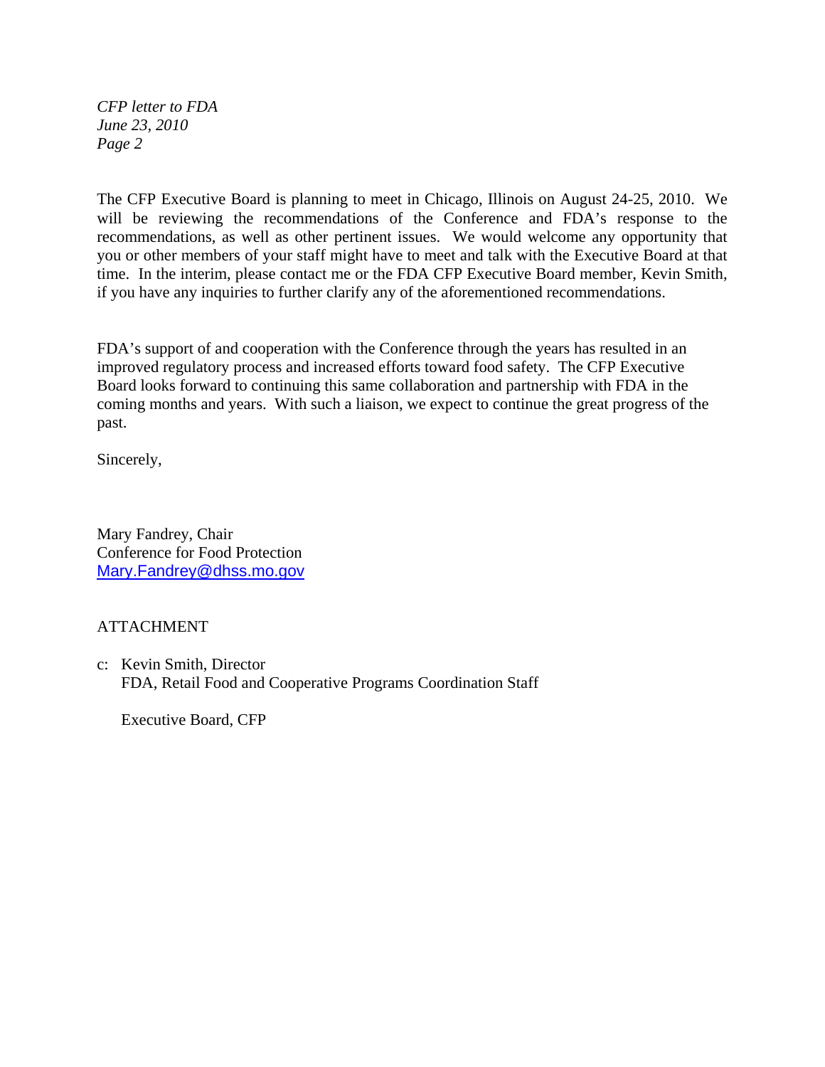The CFP Executive Board is planning to meet in Chicago, Illinois on August 24-25, 2010. We will be reviewing the recommendations of the Conference and FDA's response to the recommendations, as well as other pertinent issues. We would welcome any opportunity that you or other members of your staff might have to meet and talk with the Executive Board at that time. In the interim, please contact me or the FDA CFP Executive Board member, Kevin Smith, if you have any inquiries to further clarify any of the aforementioned recommendations.

FDA's support of and cooperation with the Conference through the years has resulted in an improved regulatory process and increased efforts toward food safety. The CFP Executive Board looks forward to continuing this same collaboration and partnership with FDA in the coming months and years. With such a liaison, we expect to continue the great progress of the past.

Sincerely,

Mary Fandrey, Chair
Conference for Food Protection
Mary.Fandrey@dhss.mo.gov

ATTACHMENT

c: Kevin Smith, Director
FDA, Retail Food and Cooperative Programs Coordination Staff

Executive Board, CFP